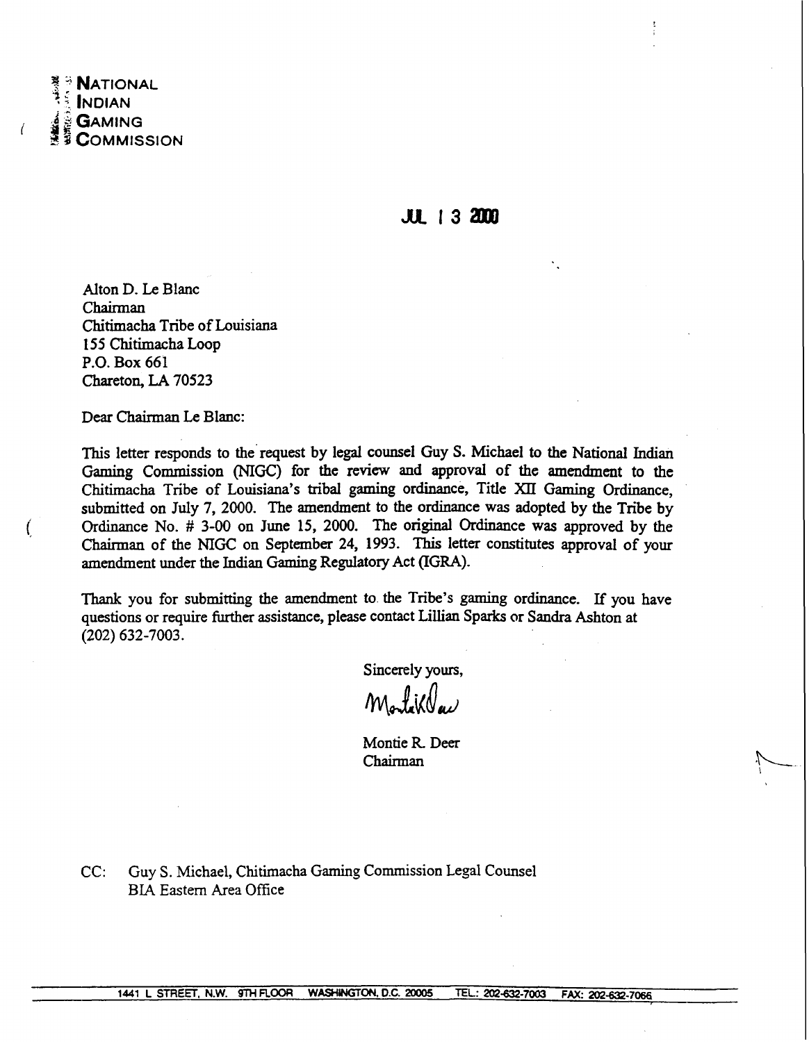**NATIONAL INDIAN GAMING COMMISSION**

JUL 13 2000

Alton D. Le Blanc
Chairman
Chitimacha Tribe of Louisiana
155 Chitimacha Loop
P.O. Box 661
Chareton, LA 70523

Dear Chairman Le Blanc:

This letter responds to the request by legal counsel Guy S. Michael to the National Indian Gaming Commission (NIGC) for the review and approval of the amendment to the Chitimacha Tribe of Louisiana's tribal gaming ordinance, Title XII Gaming Ordinance, submitted on July 7, 2000. The amendment to the ordinance was adopted by the Tribe by Ordinance No. # 3-00 on June 15, 2000. The original Ordinance was approved by the Chairman of the NIGC on September 24, 1993. This letter constitutes approval of your amendment under the Indian Gaming Regulatory Act (IGRA).

Thank you for submitting the amendment to the Tribe's gaming ordinance. If you have questions or require further assistance, please contact Lillian Sparks or Sandra Ashton at (202) 632-7003.

Sincerely yours,

Montie R. Deer
Chairman

CC: Guy S. Michael, Chitimacha Gaming Commission Legal Counsel
BIA Eastern Area Office

1441 L STREET, N.W. 9TH FLOOR WASHINGTON, D.C. 20005 TEL.: 202-632-7003 FAX: 202-632-7066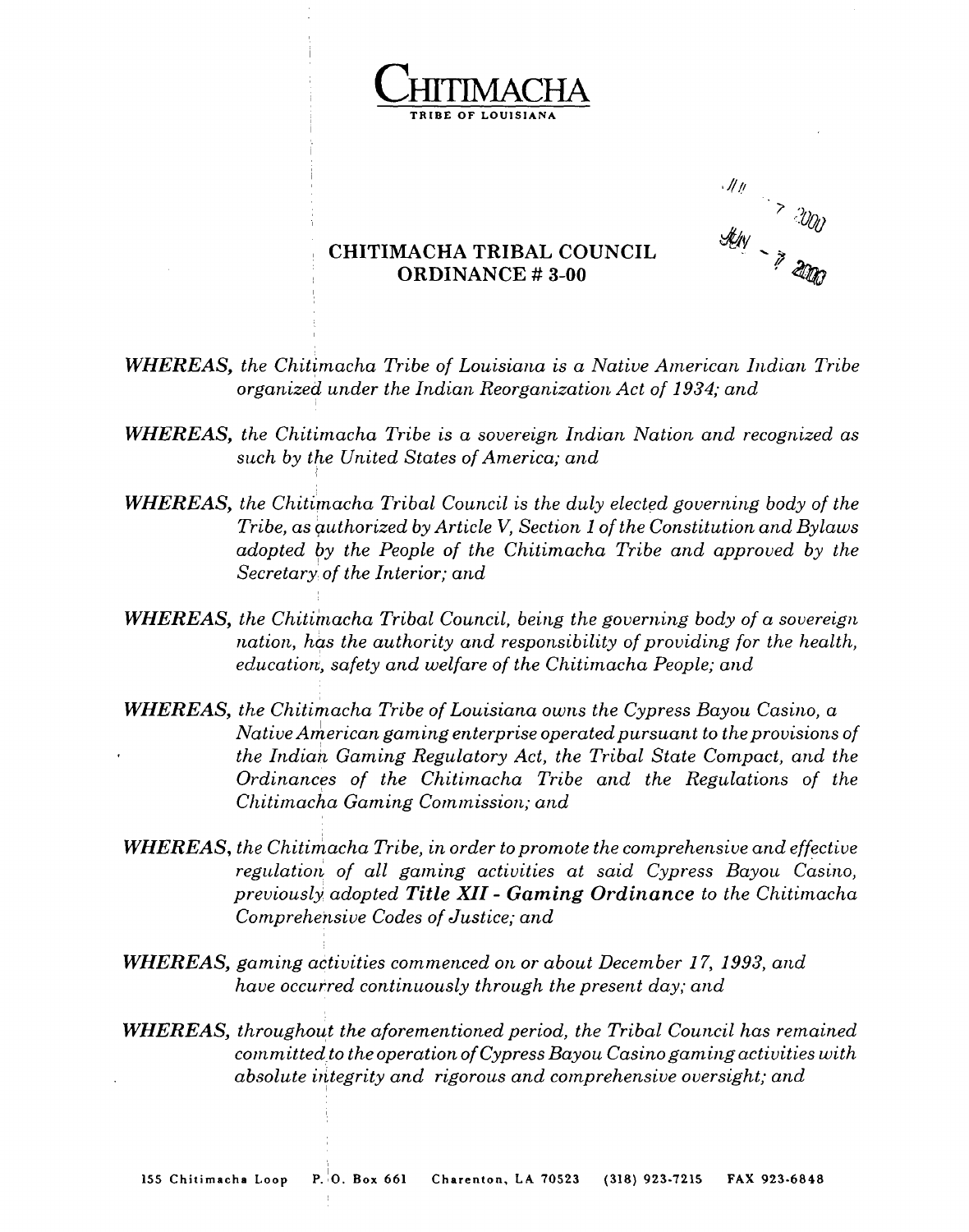# CHITIMACHA
TRIBE OF LOUISIANA

JUN - 7 2000

## CHITIMACHA TRIBAL COUNCIL
## ORDINANCE # 3-00

***WHEREAS,*** *the Chitimacha Tribe of Louisiana is a Native American Indian Tribe organized under the Indian Reorganization Act of 1934; and*

***WHEREAS,*** *the Chitimacha Tribe is a sovereign Indian Nation and recognized as such by the United States of America; and*

***WHEREAS,*** *the Chitimacha Tribal Council is the duly elected governing body of the Tribe, as authorized by Article V, Section 1 of the Constitution and Bylaws adopted by the People of the Chitimacha Tribe and approved by the Secretary of the Interior; and*

***WHEREAS,*** *the Chitimacha Tribal Council, being the governing body of a sovereign nation, has the authority and responsibility of providing for the health, education, safety and welfare of the Chitimacha People; and*

***WHEREAS,*** *the Chitimacha Tribe of Louisiana owns the Cypress Bayou Casino, a Native American gaming enterprise operated pursuant to the provisions of the Indian Gaming Regulatory Act, the Tribal State Compact, and the Ordinances of the Chitimacha Tribe and the Regulations of the Chitimacha Gaming Commission; and*

***WHEREAS,*** *the Chitimacha Tribe, in order to promote the comprehensive and effective regulation of all gaming activities at said Cypress Bayou Casino, previously adopted* ***Title XII - Gaming Ordinance*** *to the Chitimacha Comprehensive Codes of Justice; and*

***WHEREAS,*** *gaming activities commenced on or about December 17, 1993, and have occurred continuously through the present day; and*

***WHEREAS,*** *throughout the aforementioned period, the Tribal Council has remained committed to the operation of Cypress Bayou Casino gaming activities with absolute integrity and rigorous and comprehensive oversight; and*

155 Chitimacha Loop P. O. Box 661 Charenton, LA 70523 (318) 923-7215 FAX 923-6848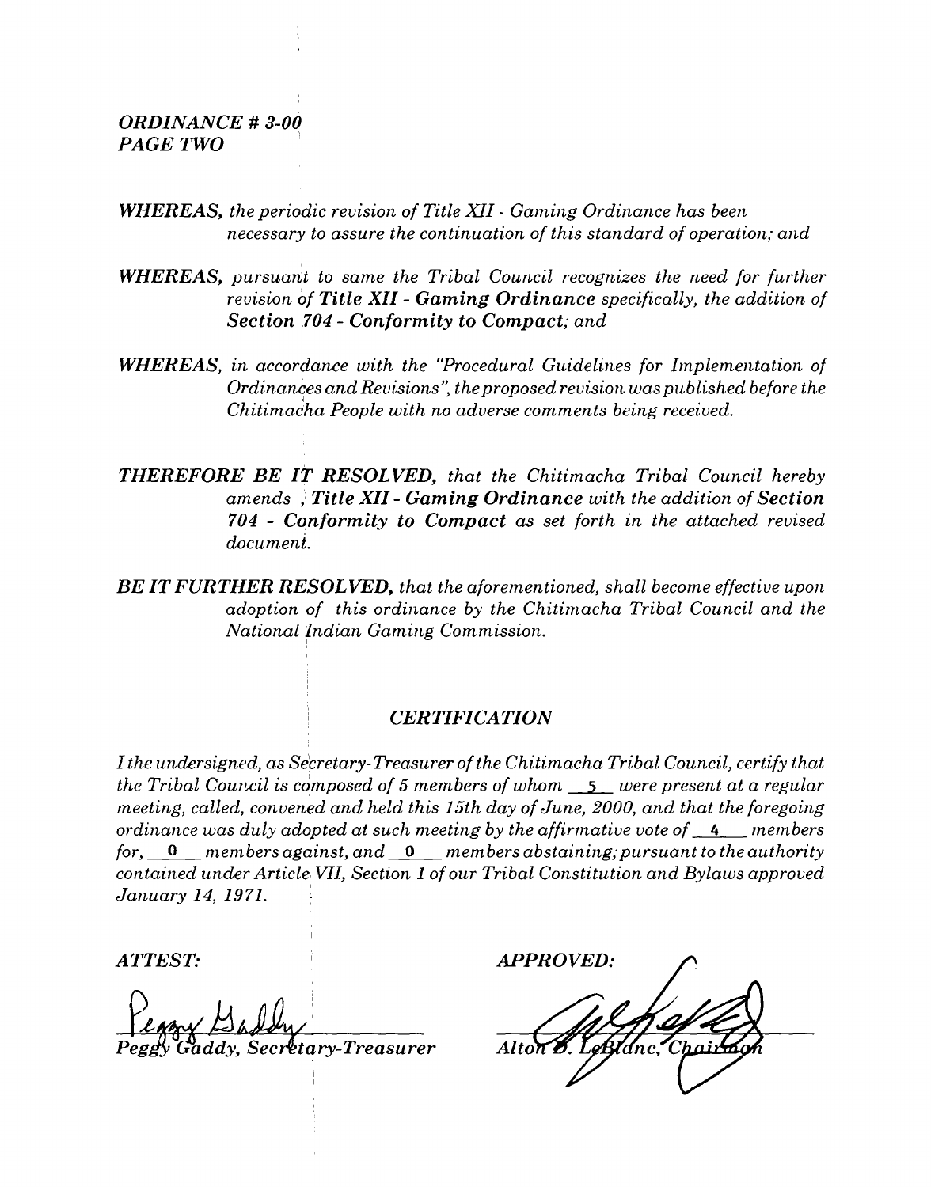*ORDINANCE # 3-00*
*PAGE TWO*

***WHEREAS,*** *the periodic revision of Title XII - Gaming Ordinance has been necessary to assure the continuation of this standard of operation; and*

***WHEREAS,*** *pursuant to same the Tribal Council recognizes the need for further revision of* ***Title XII - Gaming Ordinance*** *specifically, the addition of* ***Section 704 - Conformity to Compact****; and*

***WHEREAS,*** *in accordance with the "Procedural Guidelines for Implementation of Ordinances and Revisions", the proposed revision was published before the Chitimacha People with no adverse comments being received.*

***THEREFORE BE IT RESOLVED,*** *that the Chitimacha Tribal Council hereby amends ,* ***Title XII - Gaming Ordinance*** *with the addition of* ***Section 704 - Conformity to Compact*** *as set forth in the attached revised document.*

***BE IT FURTHER RESOLVED,*** *that the aforementioned, shall become effective upon adoption of this ordinance by the Chitimacha Tribal Council and the National Indian Gaming Commission.*

## *CERTIFICATION*

*I the undersigned, as Secretary-Treasurer of the Chitimacha Tribal Council, certify that the Tribal Council is composed of 5 members of whom* 5 *were present at a regular meeting, called, convened and held this 15th day of June, 2000, and that the foregoing ordinance was duly adopted at such meeting by the affirmative vote of* 4 *members for,* 0 *members against, and* 0 *members abstaining; pursuant to the authority contained under Article VII, Section 1 of our Tribal Constitution and Bylaws approved January 14, 1971.*

*ATTEST:*

*Peggy Gaddy, Secretary-Treasurer*

*APPROVED:*

*Alton D. LeBlanc, Chairman*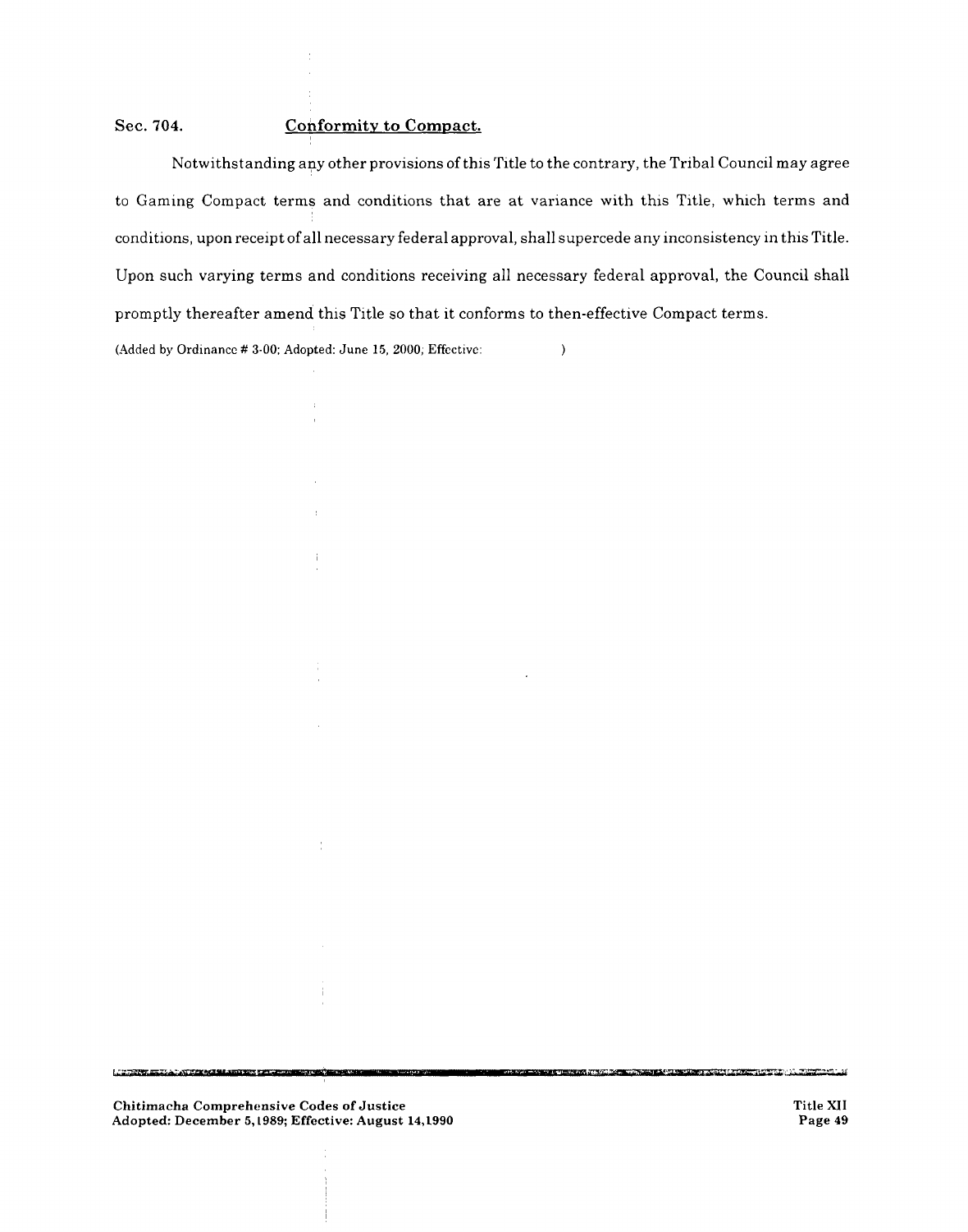Sec. 704. **Conformity to Compact.**

Notwithstanding any other provisions of this Title to the contrary, the Tribal Council may agree to Gaming Compact terms and conditions that are at variance with this Title, which terms and conditions, upon receipt of all necessary federal approval, shall supercede any inconsistency in this Title. Upon such varying terms and conditions receiving all necessary federal approval, the Council shall promptly thereafter amend this Title so that it conforms to then-effective Compact terms.

(Added by Ordinance # 3-00; Adopted: June 15, 2000; Effective: )